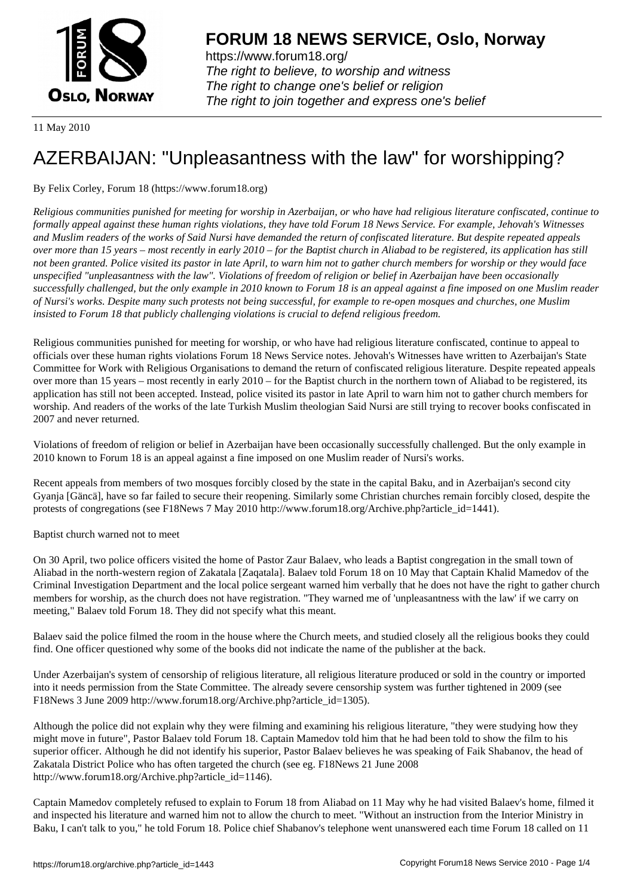# FORUM 18 NEWS SERVICE, Oslo, Norway

https://www.forum18.org/
*The right to believe, to worship and witness*
*The right to change one's belief or religion*
*The right to join together and express one's belief*

11 May 2010

# AZERBAIJAN: "Unpleasantness with the law" for worshipping?

By Felix Corley, Forum 18 (https://www.forum18.org)

*Religious communities punished for meeting for worship in Azerbaijan, or who have had religious literature confiscated, continue to formally appeal against these human rights violations, they have told Forum 18 News Service. For example, Jehovah's Witnesses and Muslim readers of the works of Said Nursi have demanded the return of confiscated literature. But despite repeated appeals over more than 15 years – most recently in early 2010 – for the Baptist church in Aliabad to be registered, its application has still not been granted. Police visited its pastor in late April, to warn him not to gather church members for worship or they would face unspecified "unpleasantness with the law". Violations of freedom of religion or belief in Azerbaijan have been occasionally successfully challenged, but the only example in 2010 known to Forum 18 is an appeal against a fine imposed on one Muslim reader of Nursi's works. Despite many such protests not being successful, for example to re-open mosques and churches, one Muslim insisted to Forum 18 that publicly challenging violations is crucial to defend religious freedom.*

Religious communities punished for meeting for worship, or who have had religious literature confiscated, continue to appeal to officials over these human rights violations Forum 18 News Service notes. Jehovah's Witnesses have written to Azerbaijan's State Committee for Work with Religious Organisations to demand the return of confiscated religious literature. Despite repeated appeals over more than 15 years – most recently in early 2010 – for the Baptist church in the northern town of Aliabad to be registered, its application has still not been accepted. Instead, police visited its pastor in late April to warn him not to gather church members for worship. And readers of the works of the late Turkish Muslim theologian Said Nursi are still trying to recover books confiscated in 2007 and never returned.

Violations of freedom of religion or belief in Azerbaijan have been occasionally successfully challenged. But the only example in 2010 known to Forum 18 is an appeal against a fine imposed on one Muslim reader of Nursi's works.

Recent appeals from members of two mosques forcibly closed by the state in the capital Baku, and in Azerbaijan's second city Gyanja [Gäncä], have so far failed to secure their reopening. Similarly some Christian churches remain forcibly closed, despite the protests of congregations (see F18News 7 May 2010 http://www.forum18.org/Archive.php?article_id=1441).

Baptist church warned not to meet

On 30 April, two police officers visited the home of Pastor Zaur Balaev, who leads a Baptist congregation in the small town of Aliabad in the north-western region of Zakatala [Zaqatala]. Balaev told Forum 18 on 10 May that Captain Khalid Mamedov of the Criminal Investigation Department and the local police sergeant warned him verbally that he does not have the right to gather church members for worship, as the church does not have registration. "They warned me of 'unpleasantness with the law' if we carry on meeting," Balaev told Forum 18. They did not specify what this meant.

Balaev said the police filmed the room in the house where the Church meets, and studied closely all the religious books they could find. One officer questioned why some of the books did not indicate the name of the publisher at the back.

Under Azerbaijan's system of censorship of religious literature, all religious literature produced or sold in the country or imported into it needs permission from the State Committee. The already severe censorship system was further tightened in 2009 (see F18News 3 June 2009 http://www.forum18.org/Archive.php?article_id=1305).

Although the police did not explain why they were filming and examining his religious literature, "they were studying how they might move in future", Pastor Balaev told Forum 18. Captain Mamedov told him that he had been told to show the film to his superior officer. Although he did not identify his superior, Pastor Balaev believes he was speaking of Faik Shabanov, the head of Zakatala District Police who has often targeted the church (see eg. F18News 21 June 2008 http://www.forum18.org/Archive.php?article_id=1146).

Captain Mamedov completely refused to explain to Forum 18 from Aliabad on 11 May why he had visited Balaev's home, filmed it and inspected his literature and warned him not to allow the church to meet. "Without an instruction from the Interior Ministry in Baku, I can't talk to you," he told Forum 18. Police chief Shabanov's telephone went unanswered each time Forum 18 called on 11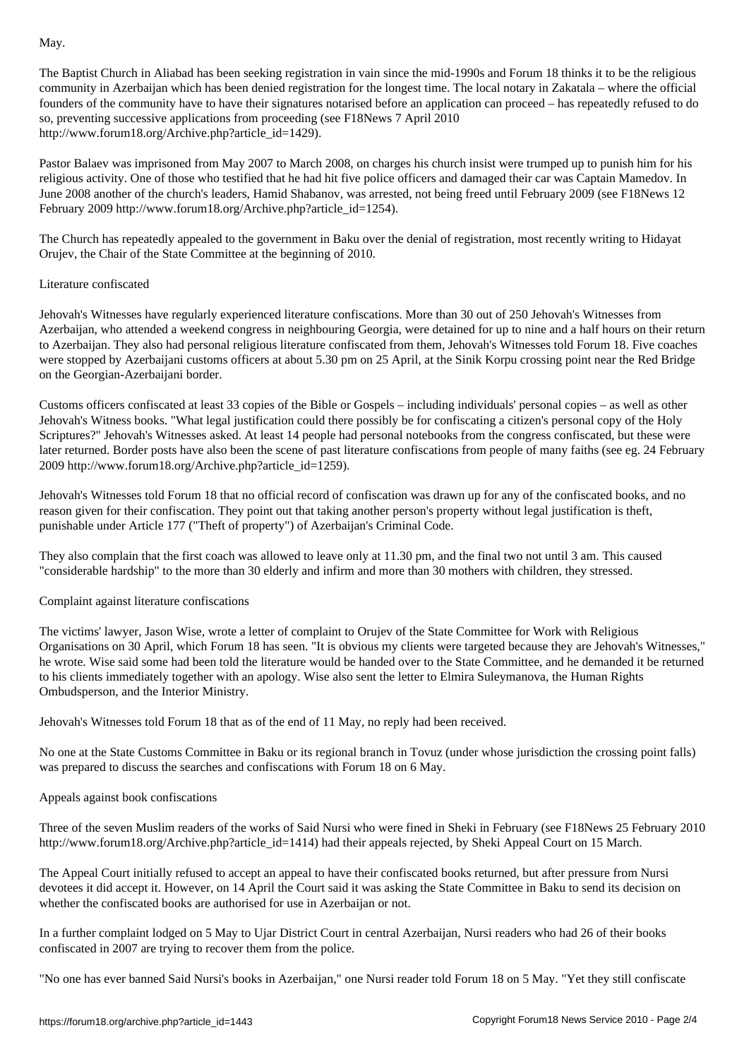May.

The Baptist Church in Aliabad has been seeking registration in vain since the mid-1990s and Forum 18 thinks it to be the religious community in Azerbaijan which has been denied registration for the longest time. The local notary in Zakatala – where the official founders of the community have to have their signatures notarised before an application can proceed – has repeatedly refused to do so, preventing successive applications from proceeding (see F18News 7 April 2010 http://www.forum18.org/Archive.php?article_id=1429).

Pastor Balaev was imprisoned from May 2007 to March 2008, on charges his church insist were trumped up to punish him for his religious activity. One of those who testified that he had hit five police officers and damaged their car was Captain Mamedov. In June 2008 another of the church's leaders, Hamid Shabanov, was arrested, not being freed until February 2009 (see F18News 12 February 2009 http://www.forum18.org/Archive.php?article_id=1254).

The Church has repeatedly appealed to the government in Baku over the denial of registration, most recently writing to Hidayat Orujev, the Chair of the State Committee at the beginning of 2010.

## Literature confiscated

Jehovah's Witnesses have regularly experienced literature confiscations. More than 30 out of 250 Jehovah's Witnesses from Azerbaijan, who attended a weekend congress in neighbouring Georgia, were detained for up to nine and a half hours on their return to Azerbaijan. They also had personal religious literature confiscated from them, Jehovah's Witnesses told Forum 18. Five coaches were stopped by Azerbaijani customs officers at about 5.30 pm on 25 April, at the Sinik Korpu crossing point near the Red Bridge on the Georgian-Azerbaijani border.

Customs officers confiscated at least 33 copies of the Bible or Gospels – including individuals' personal copies – as well as other Jehovah's Witness books. "What legal justification could there possibly be for confiscating a citizen's personal copy of the Holy Scriptures?" Jehovah's Witnesses asked. At least 14 people had personal notebooks from the congress confiscated, but these were later returned. Border posts have also been the scene of past literature confiscations from people of many faiths (see eg. 24 February 2009 http://www.forum18.org/Archive.php?article_id=1259).

Jehovah's Witnesses told Forum 18 that no official record of confiscation was drawn up for any of the confiscated books, and no reason given for their confiscation. They point out that taking another person's property without legal justification is theft, punishable under Article 177 ("Theft of property") of Azerbaijan's Criminal Code.

They also complain that the first coach was allowed to leave only at 11.30 pm, and the final two not until 3 am. This caused "considerable hardship" to the more than 30 elderly and infirm and more than 30 mothers with children, they stressed.

## Complaint against literature confiscations

The victims' lawyer, Jason Wise, wrote a letter of complaint to Orujev of the State Committee for Work with Religious Organisations on 30 April, which Forum 18 has seen. "It is obvious my clients were targeted because they are Jehovah's Witnesses," he wrote. Wise said some had been told the literature would be handed over to the State Committee, and he demanded it be returned to his clients immediately together with an apology. Wise also sent the letter to Elmira Suleymanova, the Human Rights Ombudsperson, and the Interior Ministry.

Jehovah's Witnesses told Forum 18 that as of the end of 11 May, no reply had been received.

No one at the State Customs Committee in Baku or its regional branch in Tovuz (under whose jurisdiction the crossing point falls) was prepared to discuss the searches and confiscations with Forum 18 on 6 May.

## Appeals against book confiscations

Three of the seven Muslim readers of the works of Said Nursi who were fined in Sheki in February (see F18News 25 February 2010 http://www.forum18.org/Archive.php?article_id=1414) had their appeals rejected, by Sheki Appeal Court on 15 March.

The Appeal Court initially refused to accept an appeal to have their confiscated books returned, but after pressure from Nursi devotees it did accept it. However, on 14 April the Court said it was asking the State Committee in Baku to send its decision on whether the confiscated books are authorised for use in Azerbaijan or not.

In a further complaint lodged on 5 May to Ujar District Court in central Azerbaijan, Nursi readers who had 26 of their books confiscated in 2007 are trying to recover them from the police.

"No one has ever banned Said Nursi's books in Azerbaijan," one Nursi reader told Forum 18 on 5 May. "Yet they still confiscate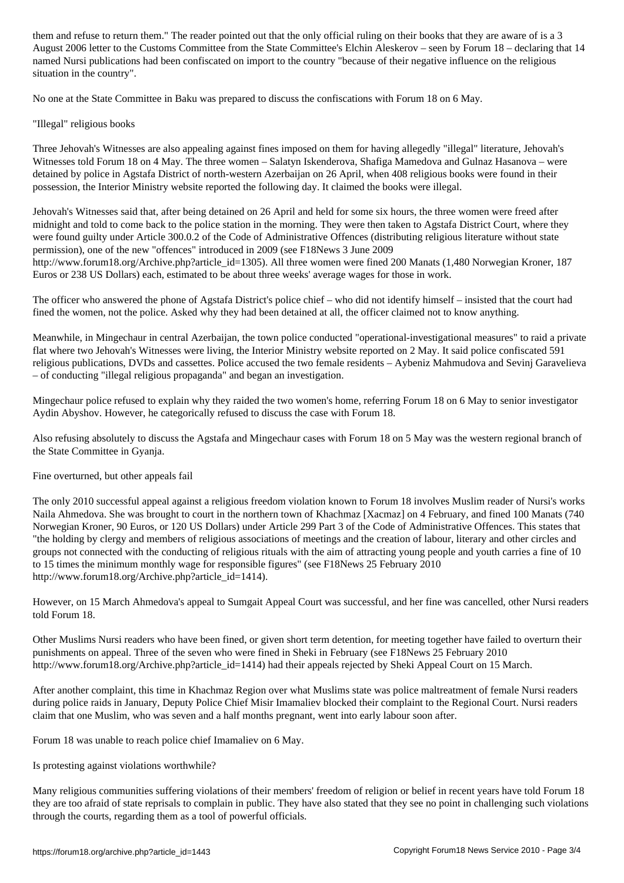them and refuse to return them." The reader pointed out that the only official ruling on their books that they are aware of is a 3 August 2006 letter to the Customs Committee from the State Committee's Elchin Aleskerov – seen by Forum 18 – declaring that 14 named Nursi publications had been confiscated on import to the country "because of their negative influence on the religious situation in the country".

No one at the State Committee in Baku was prepared to discuss the confiscations with Forum 18 on 6 May.

## "Illegal" religious books

Three Jehovah's Witnesses are also appealing against fines imposed on them for having allegedly "illegal" literature, Jehovah's Witnesses told Forum 18 on 4 May. The three women – Salatyn Iskenderova, Shafiga Mamedova and Gulnaz Hasanova – were detained by police in Agstafa District of north-western Azerbaijan on 26 April, when 408 religious books were found in their possession, the Interior Ministry website reported the following day. It claimed the books were illegal.

Jehovah's Witnesses said that, after being detained on 26 April and held for some six hours, the three women were freed after midnight and told to come back to the police station in the morning. They were then taken to Agstafa District Court, where they were found guilty under Article 300.0.2 of the Code of Administrative Offences (distributing religious literature without state permission), one of the new "offences" introduced in 2009 (see F18News 3 June 2009 http://www.forum18.org/Archive.php?article_id=1305). All three women were fined 200 Manats (1,480 Norwegian Kroner, 187 Euros or 238 US Dollars) each, estimated to be about three weeks' average wages for those in work.

The officer who answered the phone of Agstafa District's police chief – who did not identify himself – insisted that the court had fined the women, not the police. Asked why they had been detained at all, the officer claimed not to know anything.

Meanwhile, in Mingechaur in central Azerbaijan, the town police conducted "operational-investigational measures" to raid a private flat where two Jehovah's Witnesses were living, the Interior Ministry website reported on 2 May. It said police confiscated 591 religious publications, DVDs and cassettes. Police accused the two female residents – Aybeniz Mahmudova and Sevinj Garavelieva – of conducting "illegal religious propaganda" and began an investigation.

Mingechaur police refused to explain why they raided the two women's home, referring Forum 18 on 6 May to senior investigator Aydin Abyshov. However, he categorically refused to discuss the case with Forum 18.

Also refusing absolutely to discuss the Agstafa and Mingechaur cases with Forum 18 on 5 May was the western regional branch of the State Committee in Gyanja.

## Fine overturned, but other appeals fail

The only 2010 successful appeal against a religious freedom violation known to Forum 18 involves Muslim reader of Nursi's works Naila Ahmedova. She was brought to court in the northern town of Khachmaz [Xacmaz] on 4 February, and fined 100 Manats (740 Norwegian Kroner, 90 Euros, or 120 US Dollars) under Article 299 Part 3 of the Code of Administrative Offences. This states that "the holding by clergy and members of religious associations of meetings and the creation of labour, literary and other circles and groups not connected with the conducting of religious rituals with the aim of attracting young people and youth carries a fine of 10 to 15 times the minimum monthly wage for responsible figures" (see F18News 25 February 2010 http://www.forum18.org/Archive.php?article_id=1414).

However, on 15 March Ahmedova's appeal to Sumgait Appeal Court was successful, and her fine was cancelled, other Nursi readers told Forum 18.

Other Muslims Nursi readers who have been fined, or given short term detention, for meeting together have failed to overturn their punishments on appeal. Three of the seven who were fined in Sheki in February (see F18News 25 February 2010 http://www.forum18.org/Archive.php?article_id=1414) had their appeals rejected by Sheki Appeal Court on 15 March.

After another complaint, this time in Khachmaz Region over what Muslims state was police maltreatment of female Nursi readers during police raids in January, Deputy Police Chief Misir Imamaliev blocked their complaint to the Regional Court. Nursi readers claim that one Muslim, who was seven and a half months pregnant, went into early labour soon after.

Forum 18 was unable to reach police chief Imamaliev on 6 May.

## Is protesting against violations worthwhile?

Many religious communities suffering violations of their members' freedom of religion or belief in recent years have told Forum 18 they are too afraid of state reprisals to complain in public. They have also stated that they see no point in challenging such violations through the courts, regarding them as a tool of powerful officials.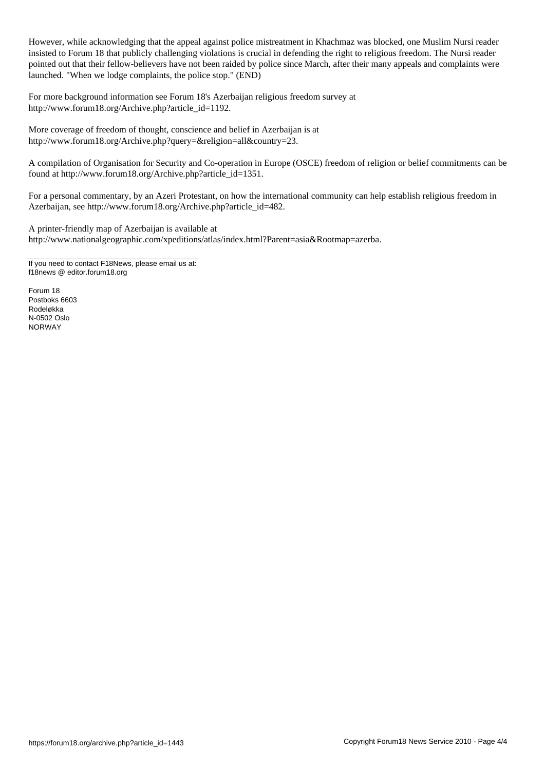However, while acknowledging that the appeal against police mistreatment in Khachmaz was blocked, one Muslim Nursi reader insisted to Forum 18 that publicly challenging violations is crucial in defending the right to religious freedom. The Nursi reader pointed out that their fellow-believers have not been raided by police since March, after their many appeals and complaints were launched. "When we lodge complaints, the police stop." (END)

For more background information see Forum 18's Azerbaijan religious freedom survey at http://www.forum18.org/Archive.php?article_id=1192.

More coverage of freedom of thought, conscience and belief in Azerbaijan is at http://www.forum18.org/Archive.php?query=&religion=all&country=23.

A compilation of Organisation for Security and Co-operation in Europe (OSCE) freedom of religion or belief commitments can be found at http://www.forum18.org/Archive.php?article_id=1351.

For a personal commentary, by an Azeri Protestant, on how the international community can help establish religious freedom in Azerbaijan, see http://www.forum18.org/Archive.php?article_id=482.

A printer-friendly map of Azerbaijan is available at http://www.nationalgeographic.com/xpeditions/atlas/index.html?Parent=asia&Rootmap=azerba.

If you need to contact F18News, please email us at:
f18news @ editor.forum18.org

Forum 18
Postboks 6603
Rodeløkka
N-0502 Oslo
NORWAY